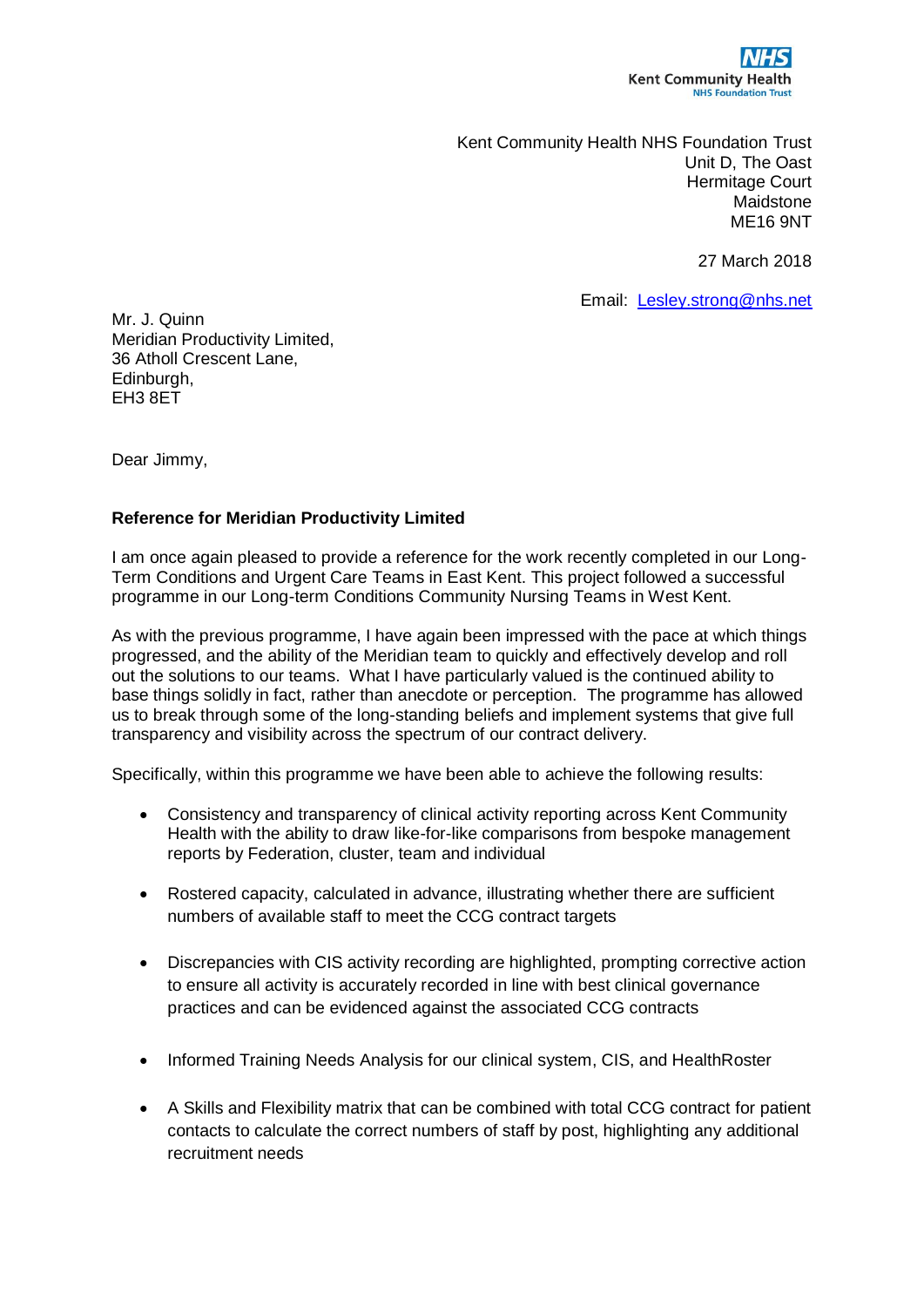NHS
Kent Community Health
NHS Foundation Trust

Kent Community Health NHS Foundation Trust
Unit D, The Oast
Hermitage Court
Maidstone
ME16 9NT

27 March 2018

Email: Lesley.strong@nhs.net

Mr. J. Quinn
Meridian Productivity Limited,
36 Atholl Crescent Lane,
Edinburgh,
EH3 8ET

Dear Jimmy,

**Reference for Meridian Productivity Limited**

I am once again pleased to provide a reference for the work recently completed in our Long-Term Conditions and Urgent Care Teams in East Kent. This project followed a successful programme in our Long-term Conditions Community Nursing Teams in West Kent.

As with the previous programme, I have again been impressed with the pace at which things progressed, and the ability of the Meridian team to quickly and effectively develop and roll out the solutions to our teams. What I have particularly valued is the continued ability to base things solidly in fact, rather than anecdote or perception. The programme has allowed us to break through some of the long-standing beliefs and implement systems that give full transparency and visibility across the spectrum of our contract delivery.

Specifically, within this programme we have been able to achieve the following results:

- Consistency and transparency of clinical activity reporting across Kent Community Health with the ability to draw like-for-like comparisons from bespoke management reports by Federation, cluster, team and individual

- Rostered capacity, calculated in advance, illustrating whether there are sufficient numbers of available staff to meet the CCG contract targets

- Discrepancies with CIS activity recording are highlighted, prompting corrective action to ensure all activity is accurately recorded in line with best clinical governance practices and can be evidenced against the associated CCG contracts

- Informed Training Needs Analysis for our clinical system, CIS, and HealthRoster

- A Skills and Flexibility matrix that can be combined with total CCG contract for patient contacts to calculate the correct numbers of staff by post, highlighting any additional recruitment needs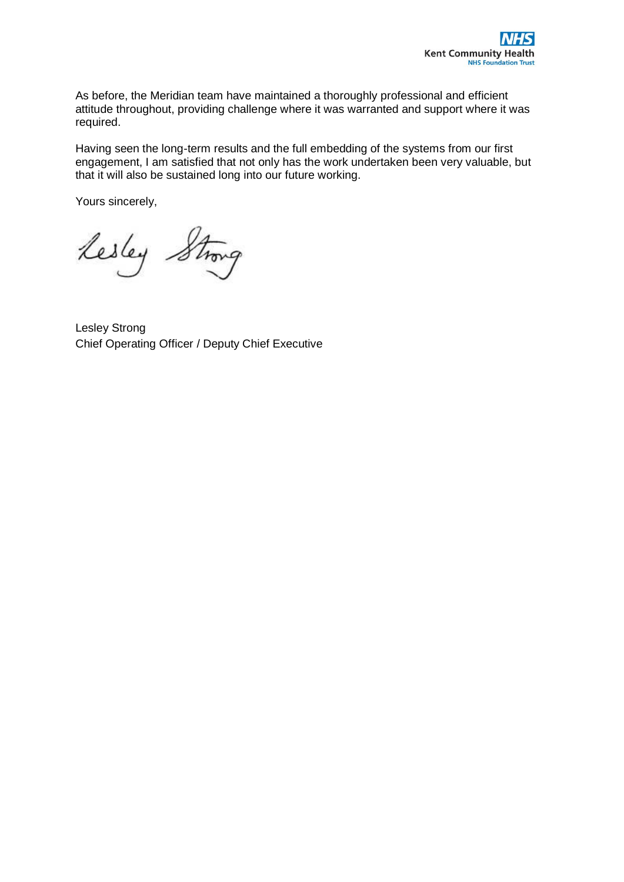As before, the Meridian team have maintained a thoroughly professional and efficient attitude throughout, providing challenge where it was warranted and support where it was required.

Having seen the long-term results and the full embedding of the systems from our first engagement, I am satisfied that not only has the work undertaken been very valuable, but that it will also be sustained long into our future working.

Yours sincerely,

Lesley Strong
Chief Operating Officer / Deputy Chief Executive